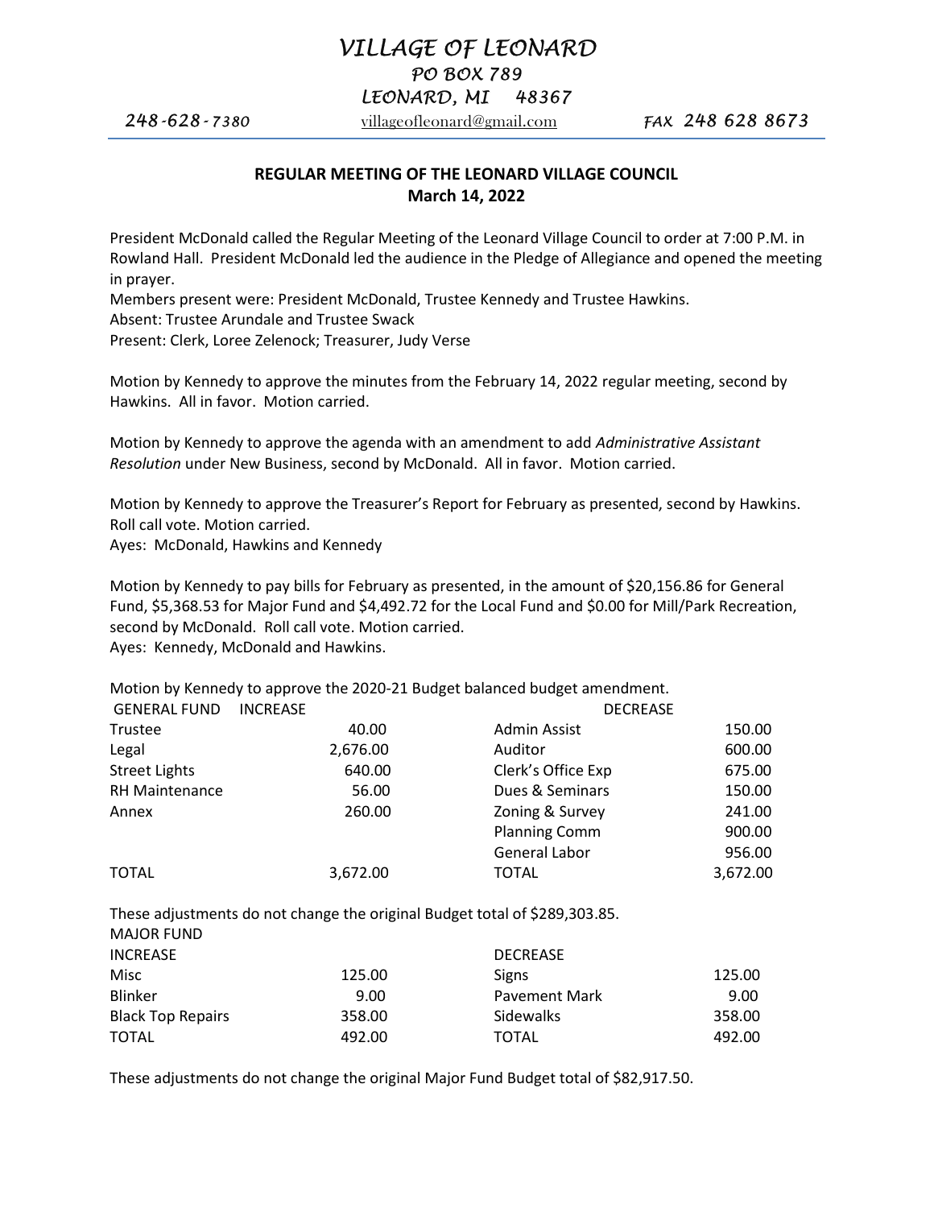# VILLAGE OF LEONARD

PO BOX 789

LEONARD, MI 48367

248-628-7380 villageofleonard@gmail.com FAX 248 628 8673

## REGULAR MEETING OF THE LEONARD VILLAGE COUNCIL
## March 14, 2022

President McDonald called the Regular Meeting of the Leonard Village Council to order at 7:00 P.M. in Rowland Hall. President McDonald led the audience in the Pledge of Allegiance and opened the meeting in prayer.
Members present were: President McDonald, Trustee Kennedy and Trustee Hawkins.
Absent: Trustee Arundale and Trustee Swack
Present: Clerk, Loree Zelenock; Treasurer, Judy Verse

Motion by Kennedy to approve the minutes from the February 14, 2022 regular meeting, second by Hawkins. All in favor. Motion carried.

Motion by Kennedy to approve the agenda with an amendment to add *Administrative Assistant Resolution* under New Business, second by McDonald. All in favor. Motion carried.

Motion by Kennedy to approve the Treasurer's Report for February as presented, second by Hawkins. Roll call vote. Motion carried.
Ayes: McDonald, Hawkins and Kennedy

Motion by Kennedy to pay bills for February as presented, in the amount of $20,156.86 for General Fund, $5,368.53 for Major Fund and $4,492.72 for the Local Fund and $0.00 for Mill/Park Recreation, second by McDonald. Roll call vote. Motion carried.
Ayes: Kennedy, McDonald and Hawkins.

Motion by Kennedy to approve the 2020-21 Budget balanced budget amendment.

| GENERAL FUND INCREASE | | DECREASE | |
|---|---|---|---|
| Trustee | 40.00 | Admin Assist | 150.00 |
| Legal | 2,676.00 | Auditor | 600.00 |
| Street Lights | 640.00 | Clerk's Office Exp | 675.00 |
| RH Maintenance | 56.00 | Dues & Seminars | 150.00 |
| Annex | 260.00 | Zoning & Survey | 241.00 |
| | | Planning Comm | 900.00 |
| | | General Labor | 956.00 |
| TOTAL | 3,672.00 | TOTAL | 3,672.00 |

These adjustments do not change the original Budget total of $289,303.85.

MAJOR FUND

| INCREASE | | DECREASE | |
|---|---|---|---|
| Misc | 125.00 | Signs | 125.00 |
| Blinker | 9.00 | Pavement Mark | 9.00 |
| Black Top Repairs | 358.00 | Sidewalks | 358.00 |
| TOTAL | 492.00 | TOTAL | 492.00 |

These adjustments do not change the original Major Fund Budget total of $82,917.50.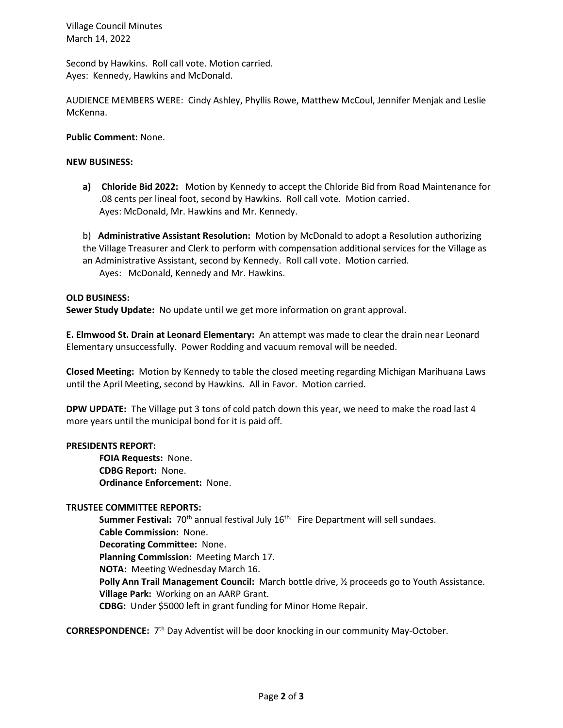Second by Hawkins. Roll call vote. Motion carried.
Ayes: Kennedy, Hawkins and McDonald.

AUDIENCE MEMBERS WERE: Cindy Ashley, Phyllis Rowe, Matthew McCoul, Jennifer Menjak and Leslie McKenna.

**Public Comment:** None.

**NEW BUSINESS:**

a) **Chloride Bid 2022:** Motion by Kennedy to accept the Chloride Bid from Road Maintenance for .08 cents per lineal foot, second by Hawkins. Roll call vote. Motion carried.
Ayes: McDonald, Mr. Hawkins and Mr. Kennedy.

b) **Administrative Assistant Resolution:** Motion by McDonald to adopt a Resolution authorizing the Village Treasurer and Clerk to perform with compensation additional services for the Village as an Administrative Assistant, second by Kennedy. Roll call vote. Motion carried.
Ayes: McDonald, Kennedy and Mr. Hawkins.

**OLD BUSINESS:**

**Sewer Study Update:** No update until we get more information on grant approval.

**E. Elmwood St. Drain at Leonard Elementary:** An attempt was made to clear the drain near Leonard Elementary unsuccessfully. Power Rodding and vacuum removal will be needed.

**Closed Meeting:** Motion by Kennedy to table the closed meeting regarding Michigan Marihuana Laws until the April Meeting, second by Hawkins. All in Favor. Motion carried.

**DPW UPDATE:** The Village put 3 tons of cold patch down this year, we need to make the road last 4 more years until the municipal bond for it is paid off.

**PRESIDENTS REPORT:**

**FOIA Requests:** None.
**CDBG Report:** None.
**Ordinance Enforcement:** None.

**TRUSTEE COMMITTEE REPORTS:**

**Summer Festival:** 70th annual festival July 16th. Fire Department will sell sundaes.
**Cable Commission:** None.
**Decorating Committee:** None.
**Planning Commission:** Meeting March 17.
**NOTA:** Meeting Wednesday March 16.
**Polly Ann Trail Management Council:** March bottle drive, ½ proceeds go to Youth Assistance.
**Village Park:** Working on an AARP Grant.
**CDBG:** Under $5000 left in grant funding for Minor Home Repair.

**CORRESPONDENCE:** 7th Day Adventist will be door knocking in our community May-October.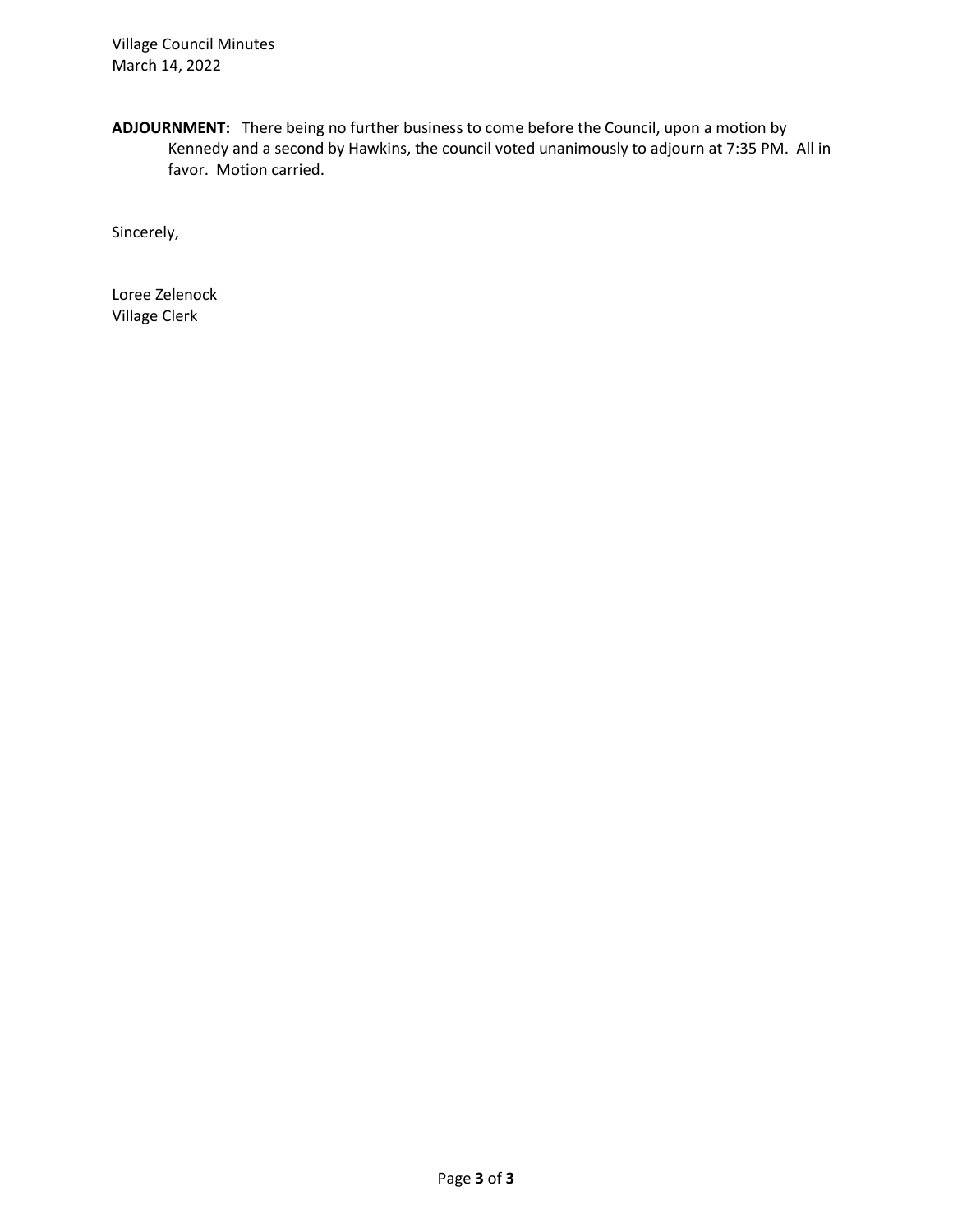**ADJOURNMENT:** There being no further business to come before the Council, upon a motion by Kennedy and a second by Hawkins, the council voted unanimously to adjourn at 7:35 PM. All in favor. Motion carried.

Sincerely,

Loree Zelenock
Village Clerk